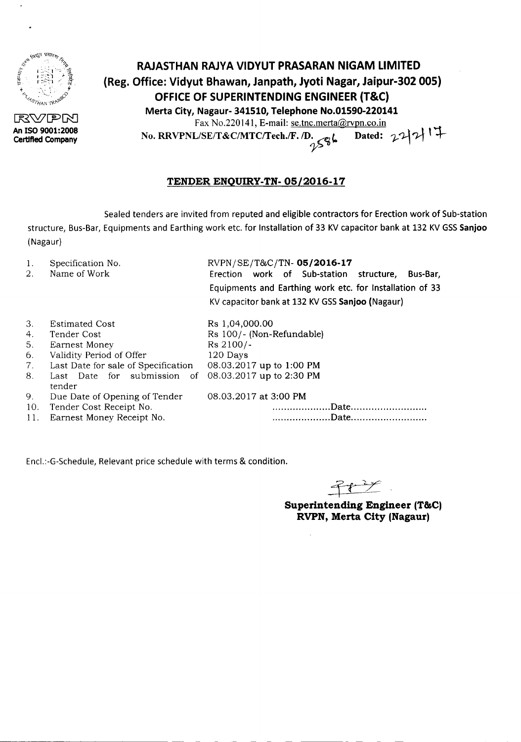RVPN

An ISO 9001:2008 Certified Company

# RAJASTHAN RAJYA VIDYUT PRASARAN NIGAM LIMITED

## (Reg. Office: Vidyut Bhawan, Janpath, Jyoti Nagar, Jaipur-302 005)

## OFFICE OF SUPERINTENDING ENGINEER (T&C)

**Merta City, Nagaur- 341510, Telephone No.01590-220141**

Fax No.220141, E-mail: se.tnc.merta@rvpn.co.in

**No. RRVPNL/SE/T&C/MTC/Tech./F. /D.** 2586 **Dated:** 22/2/17

### TENDER ENQUIRY-TN- 05/2016-17

Sealed tenders are invited from reputed and eligible contractors for Erection work of Sub-station structure, Bus-Bar, Equipments and Earthing work etc. for Installation of 33 KV capacitor bank at 132 KV GSS **Sanjoo** (Nagaur)

| | | |
|---|---|---|
| 1. | Specification No. | RVPN/SE/T&C/TN- **05/2016-17** |
| 2. | Name of Work | Erection work of Sub-station structure, Bus-Bar, Equipments and Earthing work etc. for Installation of 33 KV capacitor bank at 132 KV GSS **Sanjoo** (Nagaur) |
| 3. | Estimated Cost | Rs 1,04,000.00 |
| 4. | Tender Cost | Rs 100/- (Non-Refundable) |
| 5. | Earnest Money | Rs 2100/- |
| 6. | Validity Period of Offer | 120 Days |
| 7. | Last Date for sale of Specification | 08.03.2017 up to 1:00 PM |
| 8. | Last Date for submission of tender | 08.03.2017 up to 2:30 PM |
| 9. | Due Date of Opening of Tender | 08.03.2017 at 3:00 PM |
| 10. | Tender Cost Receipt No. | ....................Date.......................... |
| 11. | Earnest Money Receipt No. | ....................Date.......................... |

Encl.:-G-Schedule, Relevant price schedule with terms & condition.

**Superintending Engineer (T&C)**
**RVPN, Merta City (Nagaur)**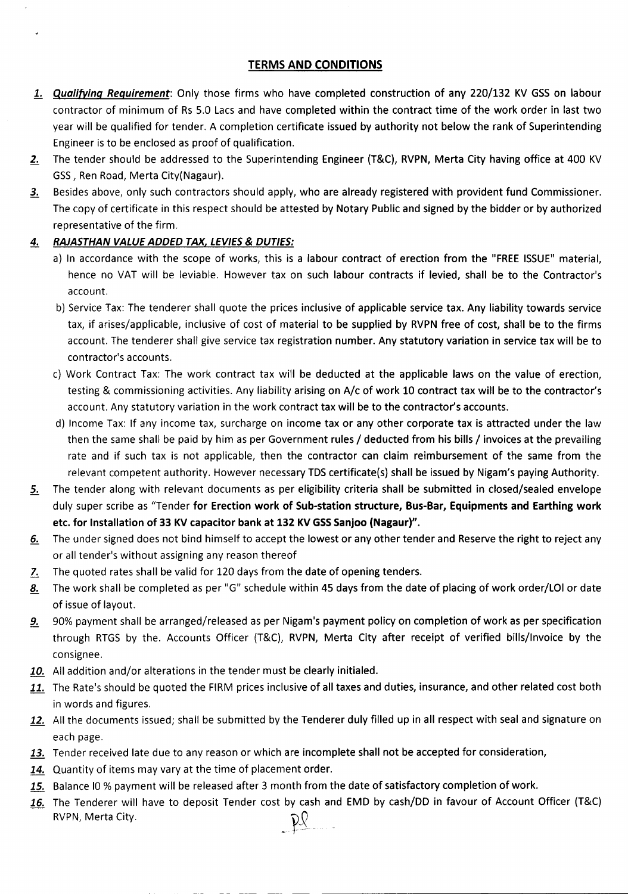## TERMS AND CONDITIONS

1. ***Qualifying Requirement***: Only those firms who have completed construction of any 220/132 KV GSS on labour contractor of minimum of Rs 5.0 Lacs and have completed within the contract time of the work order in last two year will be qualified for tender. A completion certificate issued by authority not below the rank of Superintending Engineer is to be enclosed as proof of qualification.
2. The tender should be addressed to the Superintending Engineer (T&C), RVPN, Merta City having office at 400 KV GSS , Ren Road, Merta City(Nagaur).
3. Besides above, only such contractors should apply, who are already registered with provident fund Commissioner. The copy of certificate in this respect should be attested by Notary Public and signed by the bidder or by authorized representative of the firm.
4. ***RAJASTHAN VALUE ADDED TAX, LEVIES & DUTIES:***
   a) In accordance with the scope of works, this is a labour contract of erection from the "FREE ISSUE" material, hence no VAT will be leviable. However tax on such labour contracts if levied, shall be to the Contractor's account.
   b) Service Tax: The tenderer shall quote the prices inclusive of applicable service tax. Any liability towards service tax, if arises/applicable, inclusive of cost of material to be supplied by RVPN free of cost, shall be to the firms account. The tenderer shall give service tax registration number. Any statutory variation in service tax will be to contractor's accounts.
   c) Work Contract Tax: The work contract tax will be deducted at the applicable laws on the value of erection, testing & commissioning activities. Any liability arising on A/c of work 10 contract tax will be to the contractor's account. Any statutory variation in the work contract tax will be to the contractor's accounts.
   d) Income Tax: If any income tax, surcharge on income tax or any other corporate tax is attracted under the law then the same shall be paid by him as per Government rules / deducted from his bills / invoices at the prevailing rate and if such tax is not applicable, then the contractor can claim reimbursement of the same from the relevant competent authority. However necessary TDS certificate(s) shall be issued by Nigam's paying Authority.
5. The tender along with relevant documents as per eligibility criteria shall be submitted in closed/sealed envelope duly super scribe as "Tender **for Erection work of Sub-station structure, Bus-Bar, Equipments and Earthing work etc. for Installation of 33 KV capacitor bank at 132 KV GSS Sanjoo (Nagaur)"**.
6. The under signed does not bind himself to accept the lowest or any other tender and Reserve the right to reject any or all tender's without assigning any reason thereof
7. The quoted rates shall be valid for 120 days from the date of opening tenders.
8. The work shall be completed as per "G" schedule within 45 days from the date of placing of work order/LOI or date of issue of layout.
9. 90% payment shall be arranged/released as per Nigam's payment policy on completion of work as per specification through RTGS by the. Accounts Officer (T&C), RVPN, Merta City after receipt of verified bills/Invoice by the consignee.
10. All addition and/or alterations in the tender must be clearly initialed.
11. The Rate's should be quoted the FIRM prices inclusive of all taxes and duties, insurance, and other related cost both in words and figures.
12. All the documents issued; shall be submitted by the Tenderer duly filled up in all respect with seal and signature on each page.
13. Tender received late due to any reason or which are incomplete shall not be accepted for consideration,
14. Quantity of items may vary at the time of placement order.
15. Balance I0 % payment will be released after 3 month from the date of satisfactory completion of work.
16. The Tenderer will have to deposit Tender cost by cash and EMD by cash/DD in favour of Account Officer (T&C) RVPN, Merta City.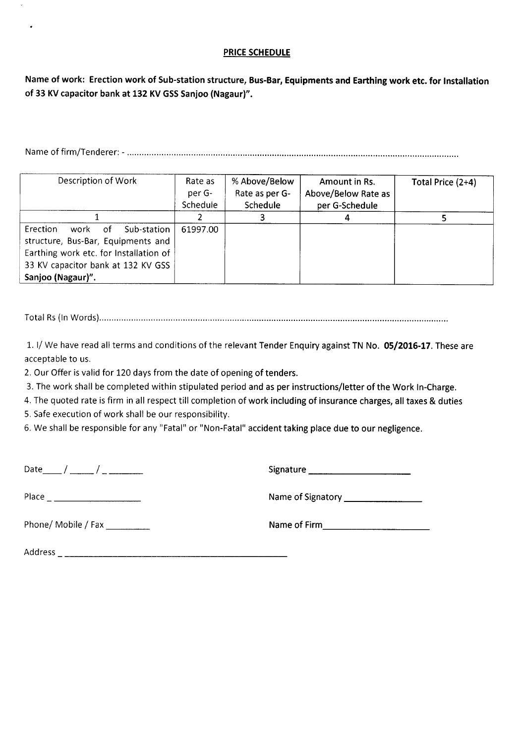## PRICE SCHEDULE

**Name of work: Erection work of Sub-station structure, Bus-Bar, Equipments and Earthing work etc. for Installation of 33 KV capacitor bank at 132 KV GSS Sanjoo (Nagaur)".**

Name of firm/Tenderer: - ....................................................................................................................................

| Description of Work | Rate as per G-Schedule | % Above/Below Rate as per G-Schedule | Amount in Rs. Above/Below Rate as per G-Schedule | Total Price (2+4) |
|---|---|---|---|---|
| 1 | 2 | 3 | 4 | 5 |
| Erection work of Sub-station structure, Bus-Bar, Equipments and Earthing work etc. for Installation of 33 KV capacitor bank at 132 KV GSS **Sanjoo (Nagaur)".** | 61997.00 | | | |

Total Rs (In Words)...........................................................................................................................................

1. I/ We have read all terms and conditions of the relevant Tender Enquiry against TN No. **05/2016-17**. These are acceptable to us.
2. Our Offer is valid for 120 days from the date of opening of tenders.
3. The work shall be completed within stipulated period and as per instructions/letter of the Work In-Charge.
4. The quoted rate is firm in all respect till completion of work including of insurance charges, all taxes & duties
5. Safe execution of work shall be our responsibility.
6. We shall be responsible for any "Fatal" or "Non-Fatal" accident taking place due to our negligence.

Date____/_____/_________ Signature _____________________

Place ___________________ Name of Signatory _________________

Phone/ Mobile / Fax _________ Name of Firm_______________________

Address ___________________________________________________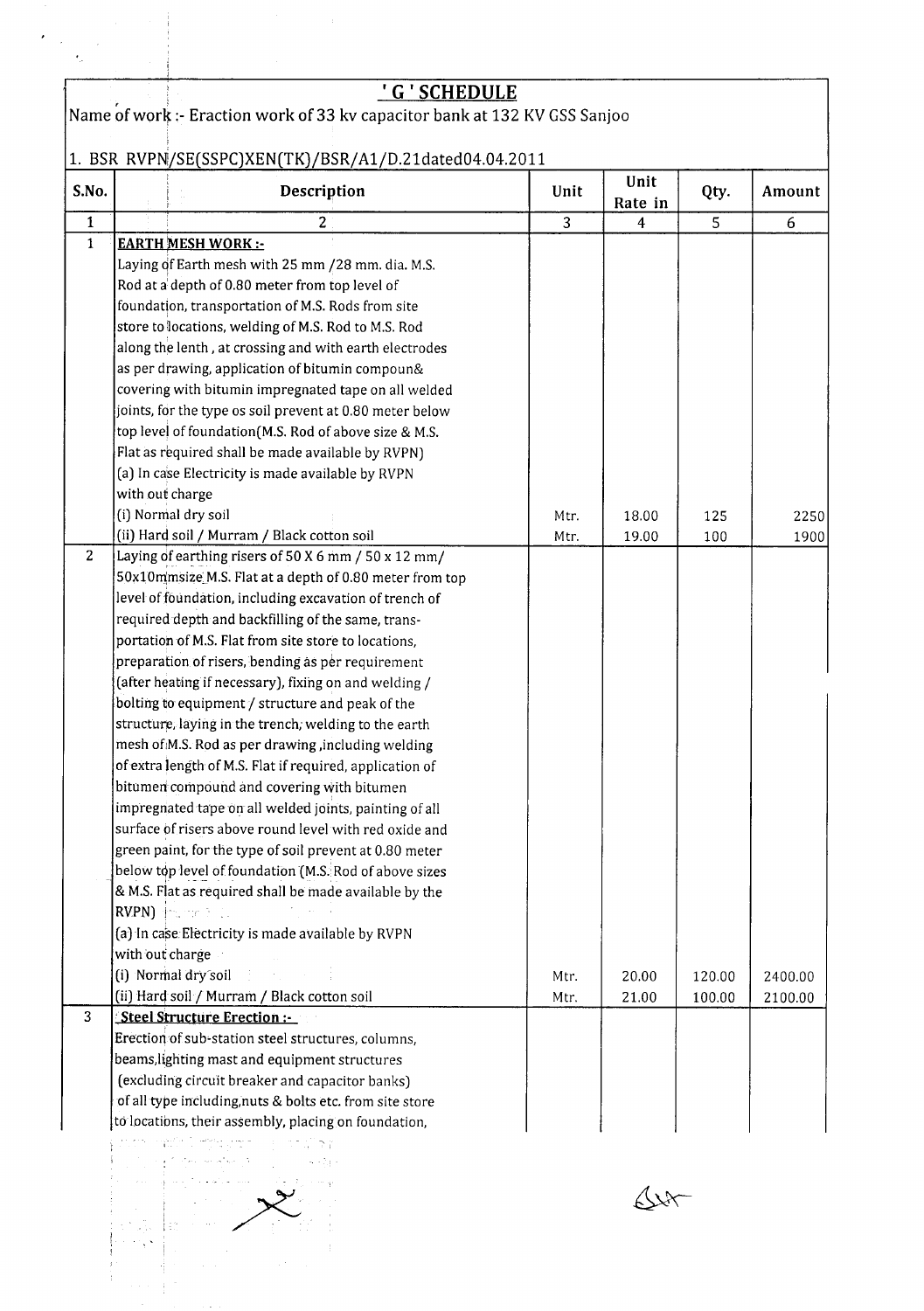# ' G ' SCHEDULE

Name of work :- Eraction work of 33 kv capacitor bank at 132 KV GSS Sanjoo

1. BSR RVPN/SE(SSPC)XEN(TK)/BSR/A1/D.21dated04.04.2011

| S.No. | Description | Unit | Unit Rate in | Qty. | Amount |
|---|---|---|---|---|---|
| 1 | 2 | 3 | 4 | 5 | 6 |
| 1 | **EARTH MESH WORK :-** Laying of Earth mesh with 25 mm /28 mm. dia. M.S. Rod at a depth of 0.80 meter from top level of foundation, transportation of M.S. Rods from site store to locations, welding of M.S. Rod to M.S. Rod along the lenth , at crossing and with earth electrodes as per drawing, application of bitumin compoun& covering with bitumin impregnated tape on all welded joints, for the type os soil prevent at 0.80 meter below top level of foundation(M.S. Rod of above size & M.S. Flat as required shall be made available by RVPN) | | | | |
| | (a) In case Electricity is made available by RVPN with out charge | | | | |
| | (i) Normal dry soil | Mtr. | 18.00 | 125 | 2250 |
| | (ii) Hard soil / Murram / Black cotton soil | Mtr. | 19.00 | 100 | 1900 |
| 2 | Laying of earthing risers of 50 X 6 mm / 50 x 12 mm/ 50x10mmsize M.S. Flat at a depth of 0.80 meter from top level of foundation, including excavation of trench of required depth and backfilling of the same, transportation of M.S. Flat from site store to locations, preparation of risers, bending as per requirement (after heating if necessary), fixing on and welding / bolting to equipment / structure and peak of the structure, laying in the trench, welding to the earth mesh of M.S. Rod as per drawing ,including welding of extra length of M.S. Flat if required, application of bitumen compound and covering with bitumen impregnated tape on all welded joints, painting of all surface of risers above round level with red oxide and green paint, for the type of soil prevent at 0.80 meter below top level of foundation (M.S. Rod of above sizes & M.S. Flat as required shall be made available by the RVPN) | | | | |
| | (a) In case Electricity is made available by RVPN with out charge | | | | |
| | (i) Normal dry soil | Mtr. | 20.00 | 120.00 | 2400.00 |
| | (ii) Hard soil / Murram / Black cotton soil | Mtr. | 21.00 | 100.00 | 2100.00 |
| 3 | **Steel Structure Erection :-** Erection of sub-station steel structures, columns, beams,lighting mast and equipment structures (excluding circuit breaker and capacitor banks) of all type including,nuts & bolts etc. from site store to locations, their assembly, placing on foundation, | | | | |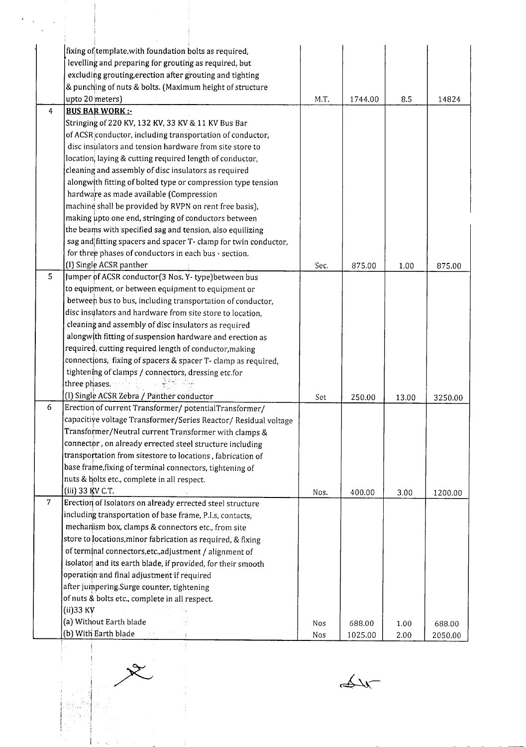| | | | | | |
|---|---|---|---|---|---|
| | fixing of template,with foundation bolts as required, levelling and preparing for grouting as required, but excluding grouting,erection after grouting and tighting & punching of nuts & bolts. (Maximum height of structure upto 20 meters) | M.T. | 1744.00 | 8.5 | 14824 |
| 4 | **BUS BAR WORK :-** Stringing of 220 KV, 132 KV, 33 KV & 11 KV Bus Bar of ACSR conductor, including transportation of conductor, disc insulators and tension hardware from site store to location, laying & cutting required length of conductor, cleaning and assembly of disc insulators as required alongwith fitting of bolted type or compression type tension hardware as made available (Compression machine shall be provided by RVPN on rent free basis), making upto one end, stringing of conductors between the beams with specified sag and tension, also equilizing sag and fitting spacers and spacer T- clamp for twin conductor, for three phases of conductors in each bus - section.<br>(I) Single ACSR panther | Sec. | 875.00 | 1.00 | 875.00 |
| 5 | Jumper of ACSR conductor(3 Nos. Y- type)between bus to equipment, or between equipment to equipment or between bus to bus, including transportation of conductor, disc insulators and hardware from site store to location, cleaning and assembly of disc insulators as required alongwith fitting of suspension hardware and erection as required, cutting required length of conductor,making connections, fixing of spacers & spacer T- clamp as required, tightening of clamps / connectors, dressing etc.for three phases.<br>(I) Single ACSR Zebra / Panther conductor | Set | 250.00 | 13.00 | 3250.00 |
| 6 | Erection of current Transformer/ potentialTransformer/ capacitive voltage Transformer/Series Reactor/ Residual voltage Transformer/Neutral current Transformer with clamps & connector , on already errected steel structure including transportation from sitestore to locations , fabrication of base frame,fixing of terminal connectors, tightening of nuts & bolts etc., complete in all respect.<br>(iii) 33 KV C.T. | Nos. | 400.00 | 3.00 | 1200.00 |
| 7 | Erection of Isolators on already errected steel structure including transportation of base frame, P.I.s, contacts, mechanism box, clamps & connectors etc., from site store to locations,minor fabrication as required, & fixing of terminal connectors,etc.,adjustment / alignment of isolator and its earth blade, if provided, for their smooth operation and final adjustment if required after jumpering.Surge counter, tightening of nuts & bolts etc., complete in all respect.<br>(ii)33 KV | | | | |
| | (a) Without Earth blade | Nos | 688.00 | 1.00 | 688.00 |
| | (b) With Earth blade | Nos | 1025.00 | 2.00 | 2050.00 |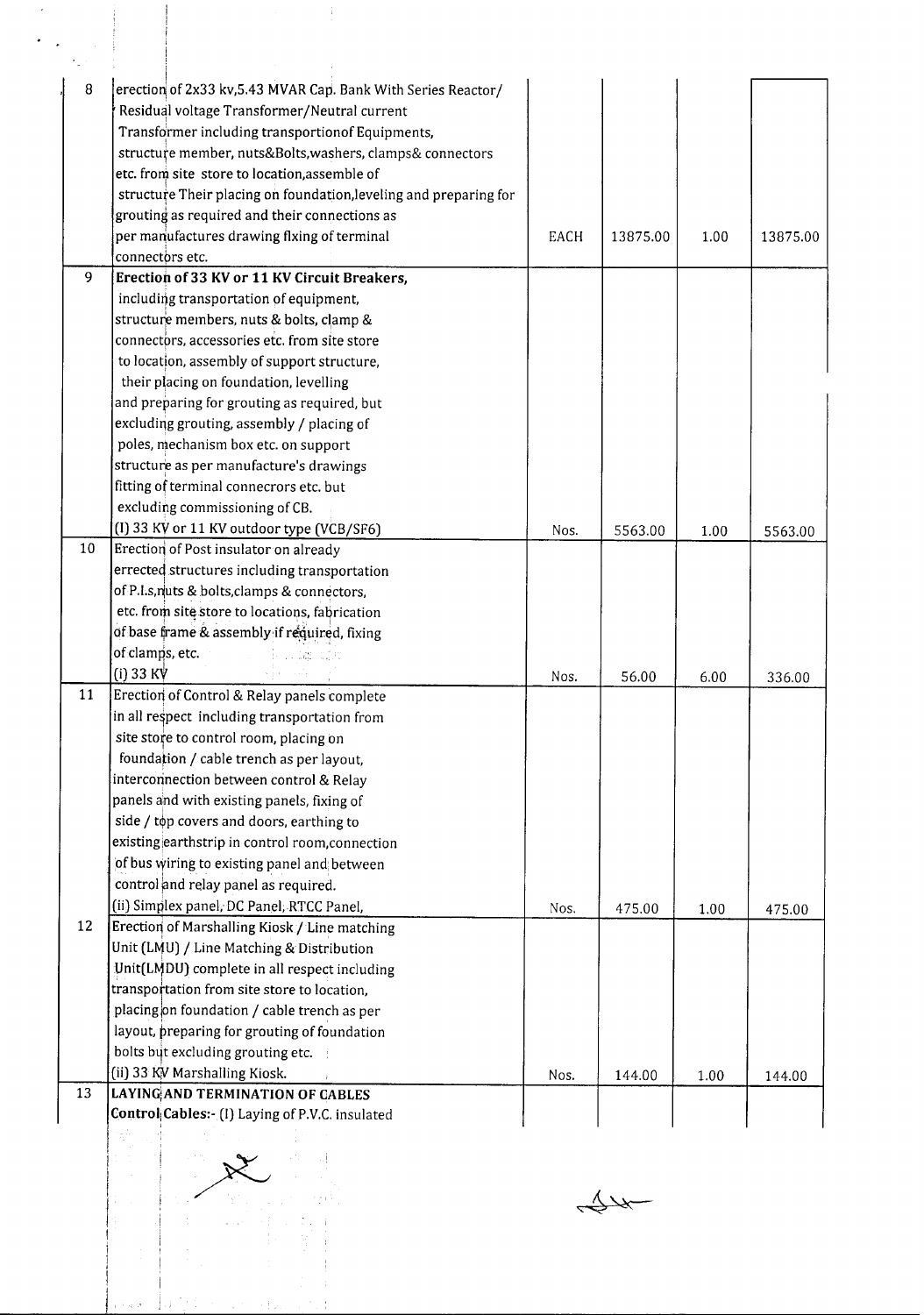| 8 | erection of 2x33 kv,5.43 MVAR Cap. Bank With Series Reactor/ Residual voltage Transformer/Neutral current Transformer including transportionof Equipments, structure member, nuts&Bolts,washers, clamps& connectors etc. from site store to location,assemble of structure Their placing on foundation,leveling and preparing for grouting as required and their connections as per manufactures drawing flxing of terminal connectors etc. | EACH | 13875.00 | 1.00 | 13875.00 |
|---|---|---|---|---|---|
| 9 | **Erection of 33 KV or 11 KV Circuit Breakers,** including transportation of equipment, structure members, nuts & bolts, clamp & connectors, accessories etc. from site store to location, assembly of support structure, their placing on foundation, levelling and preparing for grouting as required, but excluding grouting, assembly / placing of poles, mechanism box etc. on support structure as per manufacture's drawings fitting of terminal connecrors etc. but excluding commissioning of CB. (I) 33 KV or 11 KV outdoor type (VCB/SF6) | Nos. | 5563.00 | 1.00 | 5563.00 |
| 10 | Erection of Post insulator on already errected structures including transportation of P.I.s,nuts & bolts,clamps & connectors, etc. from site store to locations, fabrication of base frame & assembly if required, fixing of clamps, etc. (i) 33 KV | Nos. | 56.00 | 6.00 | 336.00 |
| 11 | Erection of Control & Relay panels complete in all respect including transportation from site store to control room, placing on foundation / cable trench as per layout, interconnection between control & Relay panels and with existing panels, fixing of side / top covers and doors, earthing to existing earthstrip in control room,connection of bus wiring to existing panel and between control and relay panel as required. (ii) Simplex panel, DC Panel, RTCC Panel, | Nos. | 475.00 | 1.00 | 475.00 |
| 12 | Erection of Marshalling Kiosk / Line matching Unit (LMU) / Line Matching & Distribution Unit(LMDU) complete in all respect including transportation from site store to location, placing on foundation / cable trench as per layout, preparing for grouting of foundation bolts but excluding grouting etc. (ii) 33 KV Marshalling Kiosk. | Nos. | 144.00 | 1.00 | 144.00 |
| 13 | **LAYING AND TERMINATION OF CABLES** **Control Cables:-** (I) Laying of P.V.C. insulated | | | | |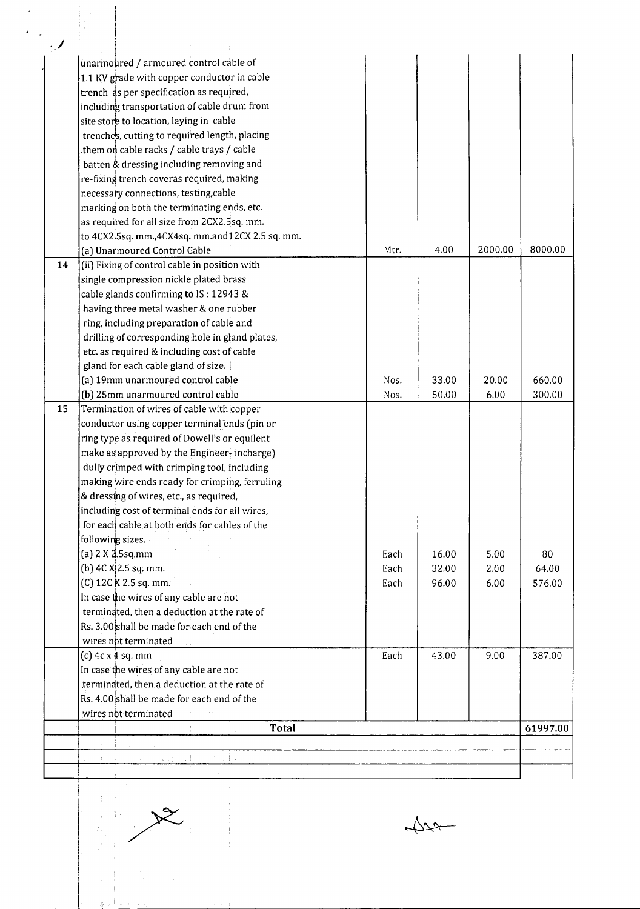| | | | | | |
|---|---|---|---|---|---|
| | unarmoured / armoured control cable of 1.1 KV grade with copper conductor in cable trench as per specification as required, including transportation of cable drum from site store to location, laying in cable trenches, cutting to required length, placing them on cable racks / cable trays / cable batten & dressing including removing and re-fixing trench coveras required, making necessary connections, testing,cable marking on both the terminating ends, etc. as required for all size from 2CX2.5sq. mm. to 4CX2.5sq. mm.,4CX4sq. mm.and12CX 2.5 sq. mm. | | | | |
| | (a) Unarmoured Control Cable | Mtr. | 4.00 | 2000.00 | 8000.00 |
| 14 | (ii) Fixing of control cable in position with single compression nickle plated brass cable glands confirming to IS : 12943 & having three metal washer & one rubber ring, including preparation of cable and drilling of corresponding hole in gland plates, etc. as required & including cost of cable gland for each cable gland of size. | | | | |
| | (a) 19mm unarmoured control cable | Nos. | 33.00 | 20.00 | 660.00 |
| | (b) 25mm unarmoured control cable | Nos. | 50.00 | 6.00 | 300.00 |
| 15 | Termination of wires of cable with copper conductor using copper terminal ends (pin or ring type as required of Dowell's or equilent make as approved by the Engineer- incharge) dully crimped with crimping tool, including making wire ends ready for crimping, ferruling & dressing of wires, etc., as required, including cost of terminal ends for all wires, for each cable at both ends for cables of the following sizes. | | | | |
| | (a) 2 X 2.5sq.mm | Each | 16.00 | 5.00 | 80 |
| | (b) 4C X 2.5 sq. mm. | Each | 32.00 | 2.00 | 64.00 |
| | (C) 12C X 2.5 sq. mm. | Each | 96.00 | 6.00 | 576.00 |
| | In case the wires of any cable are not terminated, then a deduction at the rate of Rs. 3.00 shall be made for each end of the wires not terminated | | | | |
| | (c) 4c x 4 sq. mm | Each | 43.00 | 9.00 | 387.00 |
| | In case the wires of any cable are not terminated, then a deduction at the rate of Rs. 4.00 shall be made for each end of the wires not terminated | | | | |
| | **Total** | | | | **61997.00** |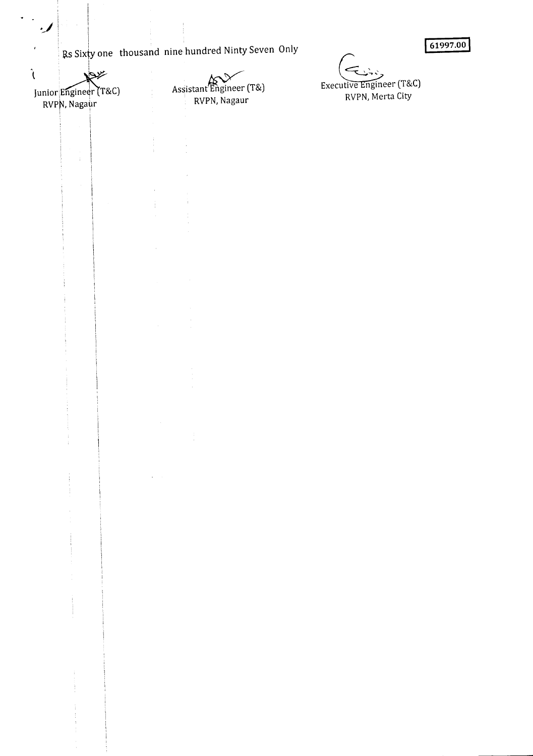Rs Sixty one thousand nine hundred Ninty Seven Only

**61997.00**

| | | |
|---|---|---|
| Junior Engineer (T&C) | Assistant Engineer (T&) | Executive Engineer (T&C) |
| RVPN, Nagaur | RVPN, Nagaur | RVPN, Merta City |